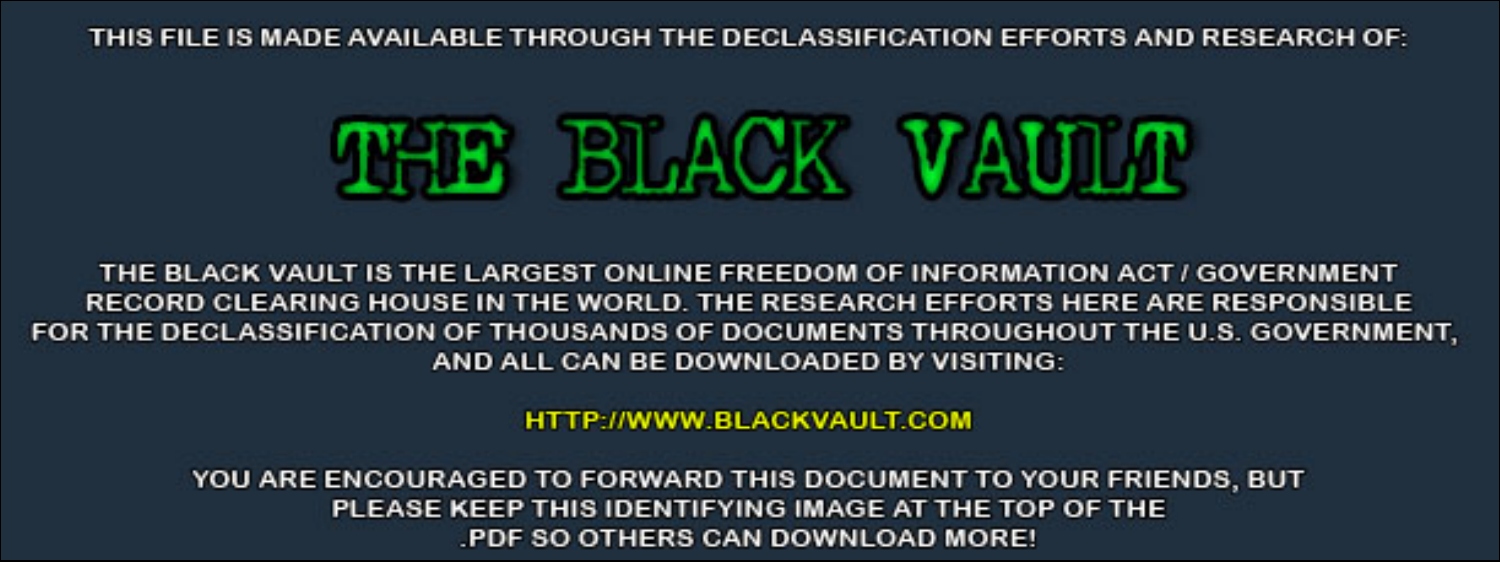THIS FILE IS MADE AVAILABLE THROUGH THE DECLASSIFICATION EFFORTS AND RESEARCH OF:

# THE BLACK VAULT

THE BLACK VAULT IS THE LARGEST ONLINE FREEDOM OF INFORMATION ACT / GOVERNMENT RECORD CLEARING HOUSE IN THE WORLD. THE RESEARCH EFFORTS HERE ARE RESPONSIBLE FOR THE DECLASSIFICATION OF THOUSANDS OF DOCUMENTS THROUGHOUT THE U.S. GOVERNMENT, AND ALL CAN BE DOWNLOADED BY VISITING:

HTTP://WWW.BLACKVAULT.COM

YOU ARE ENCOURAGED TO FORWARD THIS DOCUMENT TO YOUR FRIENDS, BUT PLEASE KEEP THIS IDENTIFYING IMAGE AT THE TOP OF THE .PDF SO OTHERS CAN DOWNLOAD MORE!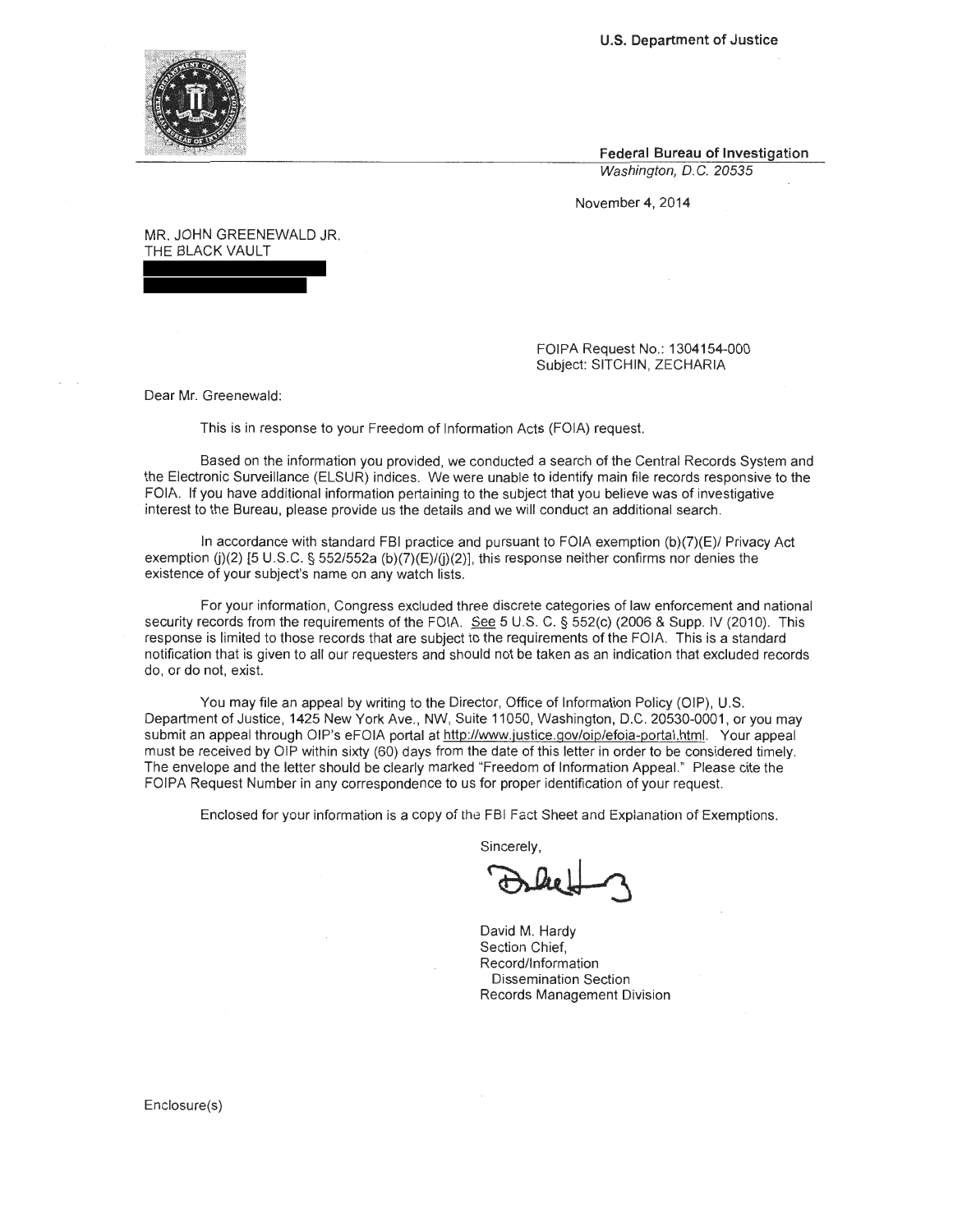U.S. Department of Justice

Federal Bureau of Investigation
*Washington, D.C. 20535*

November 4, 2014

MR. JOHN GREENEWALD JR.
THE BLACK VAULT

FOIPA Request No.: 1304154-000
Subject: SITCHIN, ZECHARIA

Dear Mr. Greenewald:

This is in response to your Freedom of Information Acts (FOIA) request.

Based on the information you provided, we conducted a search of the Central Records System and the Electronic Surveillance (ELSUR) indices. We were unable to identify main file records responsive to the FOIA. If you have additional information pertaining to the subject that you believe was of investigative interest to the Bureau, please provide us the details and we will conduct an additional search.

In accordance with standard FBI practice and pursuant to FOIA exemption (b)(7)(E)/ Privacy Act exemption (j)(2) [5 U.S.C. § 552/552a (b)(7)(E)/(j)(2)], this response neither confirms nor denies the existence of your subject's name on any watch lists.

For your information, Congress excluded three discrete categories of law enforcement and national security records from the requirements of the FOIA. See 5 U. S. C. § 552(c) (2006 & Supp. IV (2010). This response is limited to those records that are subject to the requirements of the FOIA. This is a standard notification that is given to all our requesters and should not be taken as an indication that excluded records do, or do not, exist.

You may file an appeal by writing to the Director, Office of Information Policy (OIP), U.S. Department of Justice, 1425 New York Ave., NW, Suite 11050, Washington, D.C. 20530-0001, or you may submit an appeal through OIP's eFOIA portal at http://www.justice.gov/oip/efoia-portal.html. Your appeal must be received by OIP within sixty (60) days from the date of this letter in order to be considered timely. The envelope and the letter should be clearly marked "Freedom of Information Appeal." Please cite the FOIPA Request Number in any correspondence to us for proper identification of your request.

Enclosed for your information is a copy of the FBI Fact Sheet and Explanation of Exemptions.

Sincerely,

David M. Hardy
Section Chief,
Record/Information
Dissemination Section
Records Management Division

Enclosure(s)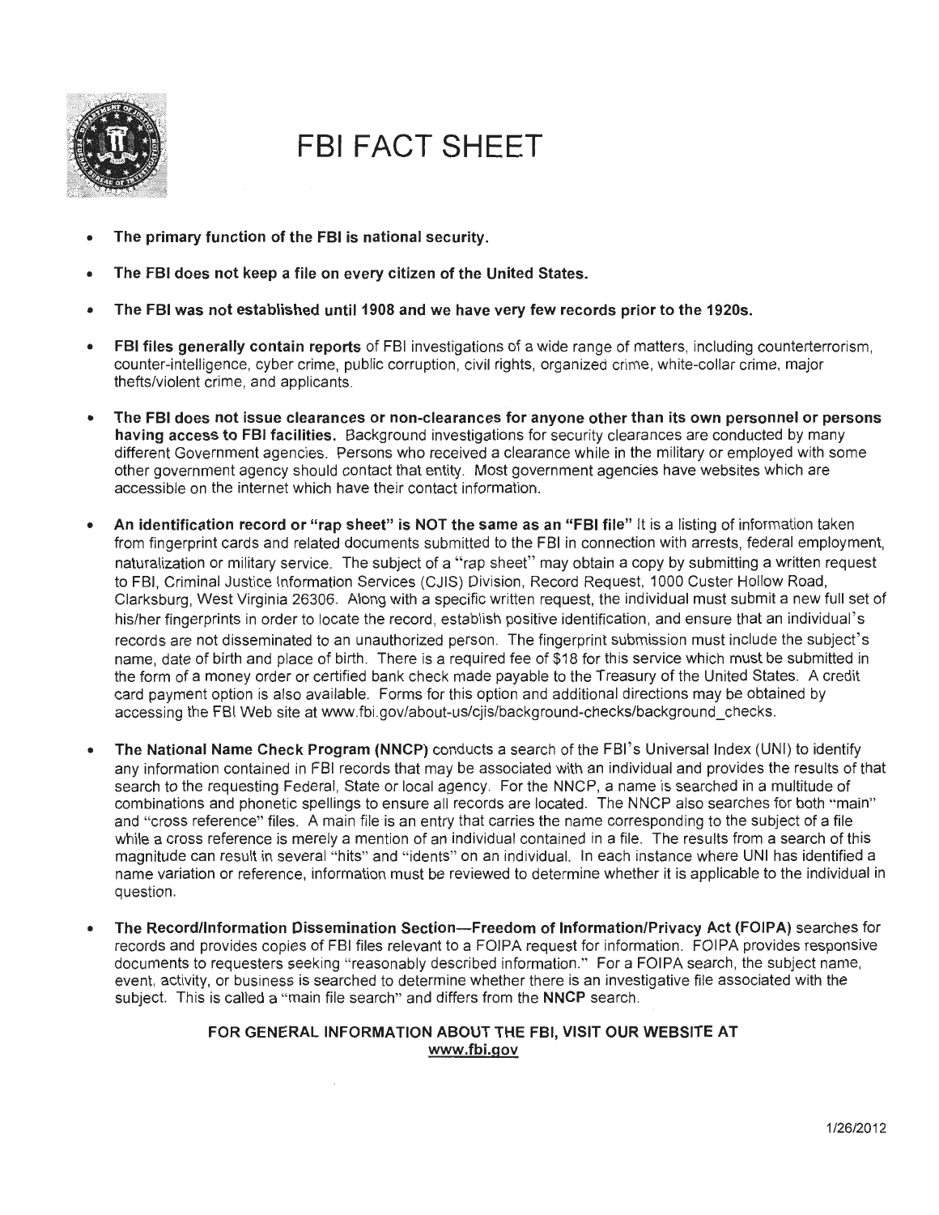# FBI FACT SHEET

- **The primary function of the FBI is national security.**
- **The FBI does not keep a file on every citizen of the United States.**
- **The FBI was not established until 1908 and we have very few records prior to the 1920s.**
- **FBI files generally contain reports** of FBI investigations of a wide range of matters, including counterterrorism, counter-intelligence, cyber crime, public corruption, civil rights, organized crime, white-collar crime, major thefts/violent crime, and applicants.
- **The FBI does not issue clearances or non-clearances for anyone other than its own personnel or persons having access to FBI facilities.** Background investigations for security clearances are conducted by many different Government agencies. Persons who received a clearance while in the military or employed with some other government agency should contact that entity. Most government agencies have websites which are accessible on the internet which have their contact information.
- **An identification record or "rap sheet" is NOT the same as an "FBI file"** It is a listing of information taken from fingerprint cards and related documents submitted to the FBI in connection with arrests, federal employment, naturalization or military service. The subject of a "rap sheet" may obtain a copy by submitting a written request to FBI, Criminal Justice Information Services (CJIS) Division, Record Request, 1000 Custer Hollow Road, Clarksburg, West Virginia 26306. Along with a specific written request, the individual must submit a new full set of his/her fingerprints in order to locate the record, establish positive identification, and ensure that an individual's records are not disseminated to an unauthorized person. The fingerprint submission must include the subject's name, date of birth and place of birth. There is a required fee of $18 for this service which must be submitted in the form of a money order or certified bank check made payable to the Treasury of the United States. A credit card payment option is also available. Forms for this option and additional directions may be obtained by accessing the FBI Web site at www.fbi.gov/about-us/cjis/background-checks/background_checks.
- **The National Name Check Program (NNCP)** conducts a search of the FBI's Universal Index (UNI) to identify any information contained in FBI records that may be associated with an individual and provides the results of that search to the requesting Federal, State or local agency. For the NNCP, a name is searched in a multitude of combinations and phonetic spellings to ensure all records are located. The NNCP also searches for both "main" and "cross reference" files. A main file is an entry that carries the name corresponding to the subject of a file while a cross reference is merely a mention of an individual contained in a file. The results from a search of this magnitude can result in several "hits" and "idents" on an individual. In each instance where UNI has identified a name variation or reference, information must be reviewed to determine whether it is applicable to the individual in question.
- **The Record/Information Dissemination Section—Freedom of Information/Privacy Act (FOIPA)** searches for records and provides copies of FBI files relevant to a FOIPA request for information. FOIPA provides responsive documents to requesters seeking "reasonably described information." For a FOIPA search, the subject name, event, activity, or business is searched to determine whether there is an investigative file associated with the subject. This is called a "main file search" and differs from the **NNCP** search.

**FOR GENERAL INFORMATION ABOUT THE FBI, VISIT OUR WEBSITE AT [www.fbi.gov](http://www.fbi.gov)**

1/26/2012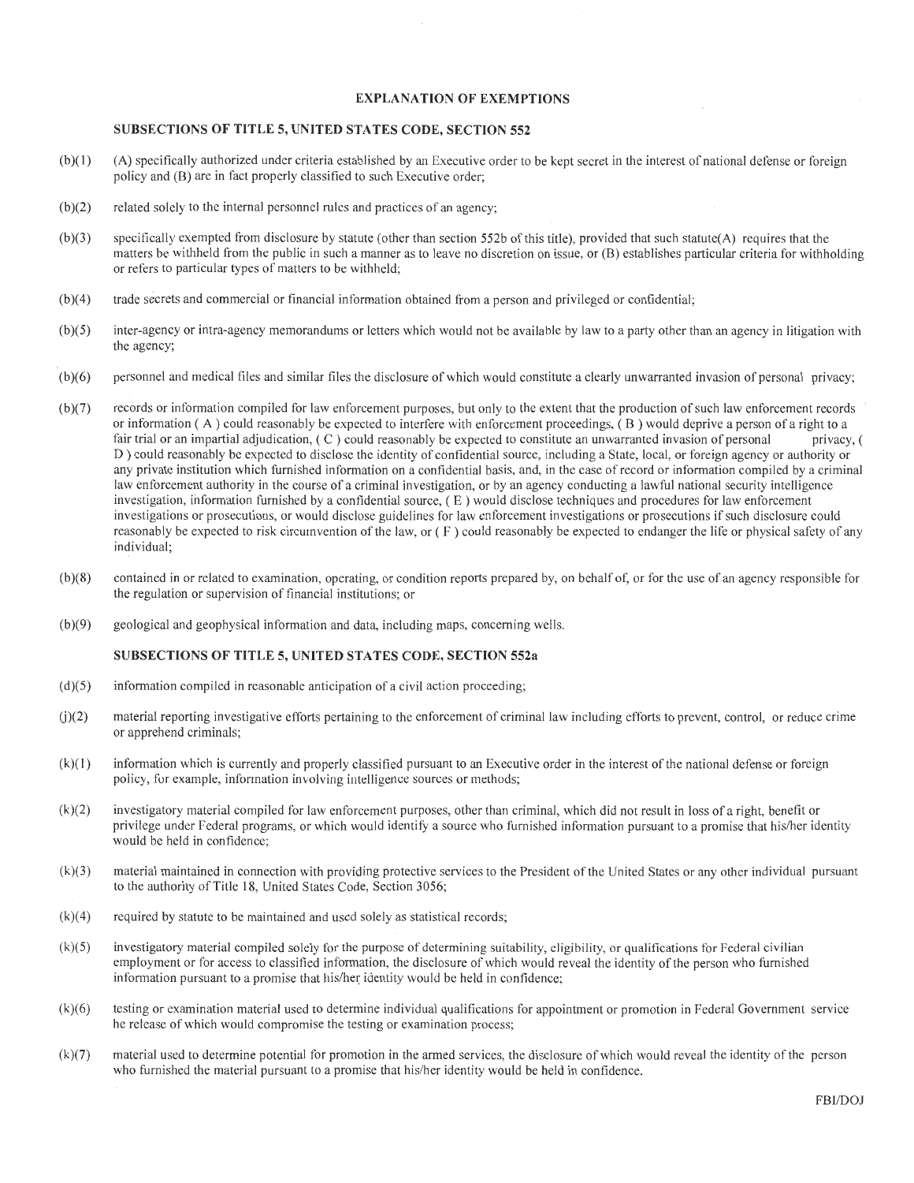## EXPLANATION OF EXEMPTIONS

### SUBSECTIONS OF TITLE 5, UNITED STATES CODE, SECTION 552

(b)(1) (A) specifically authorized under criteria established by an Executive order to be kept secret in the interest of national defense or foreign policy and (B) are in fact properly classified to such Executive order;

(b)(2) related solely to the internal personnel rules and practices of an agency;

(b)(3) specifically exempted from disclosure by statute (other than section 552b of this title), provided that such statute(A) requires that the matters be withheld from the public in such a manner as to leave no discretion on issue, or (B) establishes particular criteria for withholding or refers to particular types of matters to be withheld;

(b)(4) trade secrets and commercial or financial information obtained from a person and privileged or confidential;

(b)(5) inter-agency or intra-agency memorandums or letters which would not be available by law to a party other than an agency in litigation with the agency;

(b)(6) personnel and medical files and similar files the disclosure of which would constitute a clearly unwarranted invasion of personal privacy;

(b)(7) records or information compiled for law enforcement purposes, but only to the extent that the production of such law enforcement records or information ( A ) could reasonably be expected to interfere with enforcement proceedings, ( B ) would deprive a person of a right to a fair trial or an impartial adjudication, ( C ) could reasonably be expected to constitute an unwarranted invasion of personal privacy, ( D ) could reasonably be expected to disclose the identity of confidential source, including a State, local, or foreign agency or authority or any private institution which furnished information on a confidential basis, and, in the case of record or information compiled by a criminal law enforcement authority in the course of a criminal investigation, or by an agency conducting a lawful national security intelligence investigation, information furnished by a confidential source, ( E ) would disclose techniques and procedures for law enforcement investigations or prosecutions, or would disclose guidelines for law enforcement investigations or prosecutions if such disclosure could reasonably be expected to risk circumvention of the law, or ( F ) could reasonably be expected to endanger the life or physical safety of any individual;

(b)(8) contained in or related to examination, operating, or condition reports prepared by, on behalf of, or for the use of an agency responsible for the regulation or supervision of financial institutions; or

(b)(9) geological and geophysical information and data, including maps, concerning wells.

### SUBSECTIONS OF TITLE 5, UNITED STATES CODE, SECTION 552a

(d)(5) information compiled in reasonable anticipation of a civil action proceeding;

(j)(2) material reporting investigative efforts pertaining to the enforcement of criminal law including efforts to prevent, control, or reduce crime or apprehend criminals;

(k)(1) information which is currently and properly classified pursuant to an Executive order in the interest of the national defense or foreign policy, for example, information involving intelligence sources or methods;

(k)(2) investigatory material compiled for law enforcement purposes, other than criminal, which did not result in loss of a right, benefit or privilege under Federal programs, or which would identify a source who furnished information pursuant to a promise that his/her identity would be held in confidence;

(k)(3) material maintained in connection with providing protective services to the President of the United States or any other individual pursuant to the authority of Title 18, United States Code, Section 3056;

(k)(4) required by statute to be maintained and used solely as statistical records;

(k)(5) investigatory material compiled solely for the purpose of determining suitability, eligibility, or qualifications for Federal civilian employment or for access to classified information, the disclosure of which would reveal the identity of the person who furnished information pursuant to a promise that his/her identity would be held in confidence;

(k)(6) testing or examination material used to determine individual qualifications for appointment or promotion in Federal Government service he release of which would compromise the testing or examination process;

(k)(7) material used to determine potential for promotion in the armed services, the disclosure of which would reveal the identity of the person who furnished the material pursuant to a promise that his/her identity would be held in confidence.

FBI/DOJ